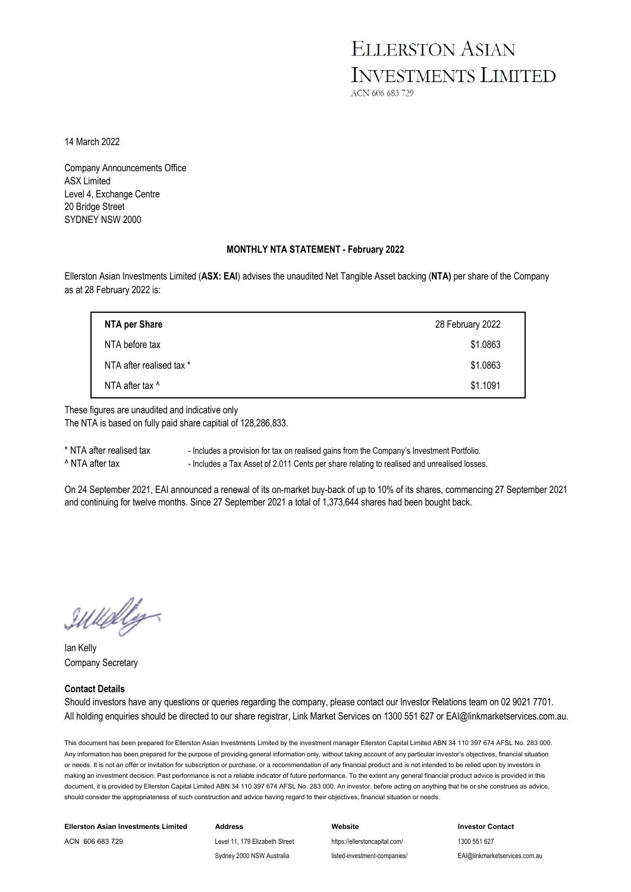# ELLERSTON ASIAN INVESTMENTS LIMITED

ACN 606 683 729

14 March 2022

Company Announcements Office
ASX Limited
Level 4, Exchange Centre
20 Bridge Street
SYDNEY NSW 2000

**MONTHLY NTA STATEMENT - February 2022**

Ellerston Asian Investments Limited (**ASX: EAI**) advises the unaudited Net Tangible Asset backing (**NTA)** per share of the Company as at 28 February 2022 is:

| **NTA per Share** | 28 February 2022 |
|---|---|
| NTA before tax | $1.0863 |
| NTA after realised tax * | $1.0863 |
| NTA after tax ^ | $1.1091 |

These figures are unaudited and indicative only
The NTA is based on fully paid share capital of 128,286,833.

\* NTA after realised tax - Includes a provision for tax on realised gains from the Company's Investment Portfolio.
^ NTA after tax - Includes a Tax Asset of 2.011 Cents per share relating to realised and unrealised losses.

On 24 September 2021, EAI announced a renewal of its on-market buy-back of up to 10% of its shares, commencing 27 September 2021 and continuing for twelve months. Since 27 September 2021 a total of 1,373,644 shares had been bought back.

Ian Kelly
Company Secretary

**Contact Details**

Should investors have any questions or queries regarding the company, please contact our Investor Relations team on 02 9021 7701. All holding enquiries should be directed to our share registrar, Link Market Services on 1300 551 627 or EAI@linkmarketservices.com.au.

This document has been prepared for Ellerston Asian Investments Limited by the investment manager Ellerston Capital Limited ABN 34 110 397 674 AFSL No. 283 000. Any information has been prepared for the purpose of providing general information only, without taking account of any particular investor's objectives, financial situation or needs. It is not an offer or invitation for subscription or purchase, or a recommendation of any financial product and is not intended to be relied upon by investors in making an investment decision. Past performance is not a reliable indicator of future performance. To the extent any general financial product advice is provided in this document, it is provided by Ellerston Capital Limited ABN 34 110 397 674 AFSL No. 283 000. An investor, before acting on anything that he or she construes as advice, should consider the appropriateness of such construction and advice having regard to their objectives, financial situation or needs.

| **Ellerston Asian Investments Limited** | **Address** | **Website** | **Investor Contact** |
|---|---|---|---|
| ACN 606 683 729 | Level 11, 179 Elizabeth Street | https://ellerstoncapital.com/ | 1300 551 627 |
| | Sydney 2000 NSW Australia | listed-investment-companies/ | EAI@linkmarketservices.com.au |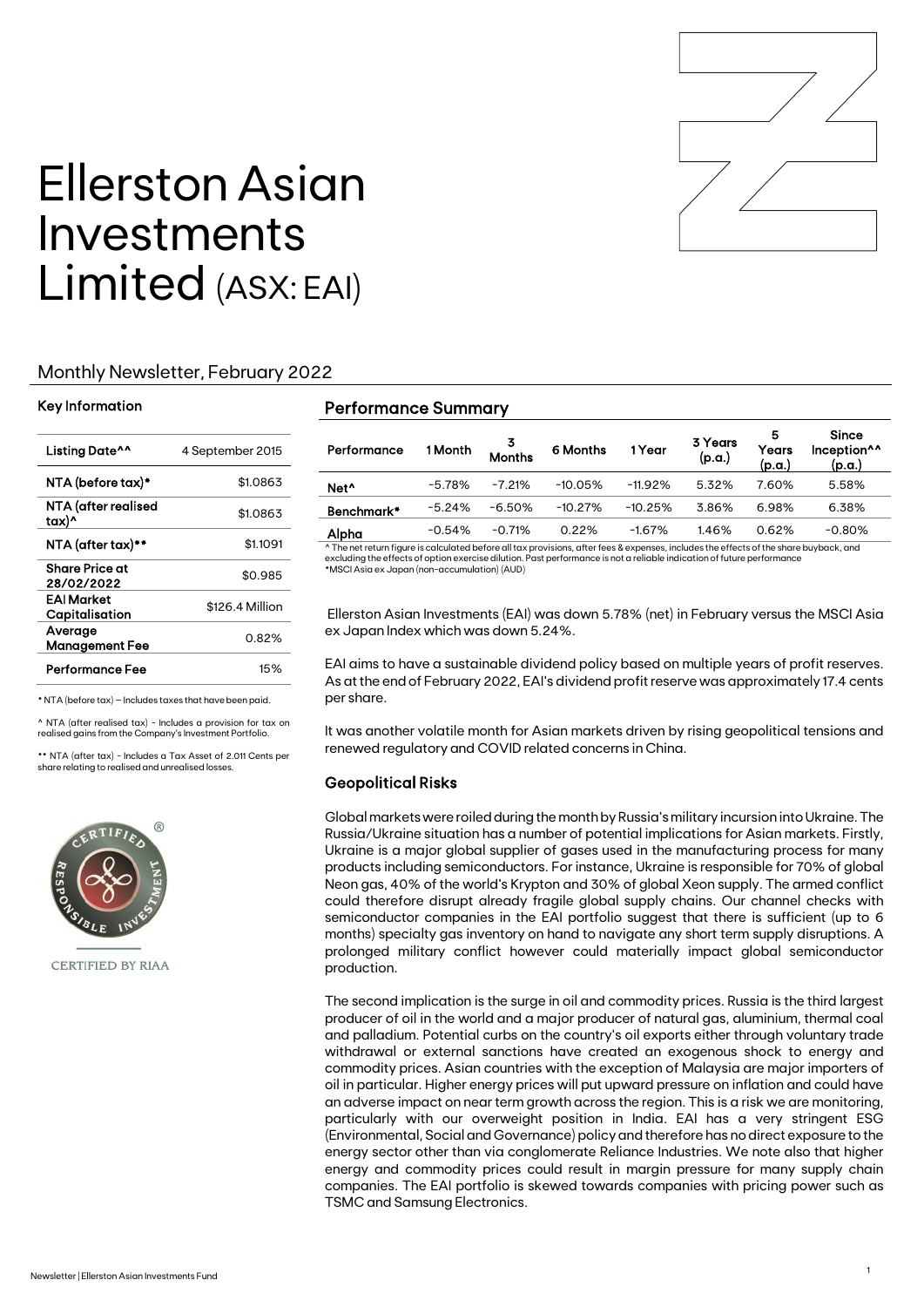# Ellerston Asian Investments Limited (ASX: EAI)

## Monthly Newsletter, February 2022

### Key Information

| Key Information | |
|---|---|
| Listing Date^^ | 4 September 2015 |
| NTA (before tax)* | $1.0863 |
| NTA (after realised tax)^ | $1.0863 |
| NTA (after tax)** | $1.1091 |
| Share Price at 28/02/2022 | $0.985 |
| EAI Market Capitalisation | $126.4 Million |
| Average Management Fee | 0.82% |
| Performance Fee | 15% |

* NTA (before tax) – Includes taxes that have been paid.

^ NTA (after realised tax) - Includes a provision for tax on realised gains from the Company's Investment Portfolio.

** NTA (after tax) - Includes a Tax Asset of 2.011 Cents per share relating to realised and unrealised losses.

CERTIFIED BY RIAA

### Performance Summary

| Performance | 1 Month | 3 Months | 6 Months | 1 Year | 3 Years (p.a.) | 5 Years (p.a.) | Since Inception^^ (p.a.) |
|---|---|---|---|---|---|---|---|
| Net^ | -5.78% | -7.21% | -10.05% | -11.92% | 5.32% | 7.60% | 5.58% |
| Benchmark* | -5.24% | -6.50% | -10.27% | -10.25% | 3.86% | 6.98% | 6.38% |
| Alpha | -0.54% | -0.71% | 0.22% | -1.67% | 1.46% | 0.62% | -0.80% |

^ The net return figure is calculated before all tax provisions, after fees & expenses, includes the effects of the share buyback, and excluding the effects of option exercise dilution. Past performance is not a reliable indication of future performance
*MSCI Asia ex Japan (non-accumulation) (AUD)

Ellerston Asian Investments (EAI) was down 5.78% (net) in February versus the MSCI Asia ex Japan Index which was down 5.24%.

EAI aims to have a sustainable dividend policy based on multiple years of profit reserves. As at the end of February 2022, EAI's dividend profit reserve was approximately 17.4 cents per share.

It was another volatile month for Asian markets driven by rising geopolitical tensions and renewed regulatory and COVID related concerns in China.

### Geopolitical Risks

Global markets were roiled during the month by Russia's military incursion into Ukraine. The Russia/Ukraine situation has a number of potential implications for Asian markets. Firstly, Ukraine is a major global supplier of gases used in the manufacturing process for many products including semiconductors. For instance, Ukraine is responsible for 70% of global Neon gas, 40% of the world's Krypton and 30% of global Xeon supply. The armed conflict could therefore disrupt already fragile global supply chains. Our channel checks with semiconductor companies in the EAI portfolio suggest that there is sufficient (up to 6 months) specialty gas inventory on hand to navigate any short term supply disruptions. A prolonged military conflict however could materially impact global semiconductor production.

The second implication is the surge in oil and commodity prices. Russia is the third largest producer of oil in the world and a major producer of natural gas, aluminium, thermal coal and palladium. Potential curbs on the country's oil exports either through voluntary trade withdrawal or external sanctions have created an exogenous shock to energy and commodity prices. Asian countries with the exception of Malaysia are major importers of oil in particular. Higher energy prices will put upward pressure on inflation and could have an adverse impact on near term growth across the region. This is a risk we are monitoring, particularly with our overweight position in India. EAI has a very stringent ESG (Environmental, Social and Governance) policy and therefore has no direct exposure to the energy sector other than via conglomerate Reliance Industries. We note also that higher energy and commodity prices could result in margin pressure for many supply chain companies. The EAI portfolio is skewed towards companies with pricing power such as TSMC and Samsung Electronics.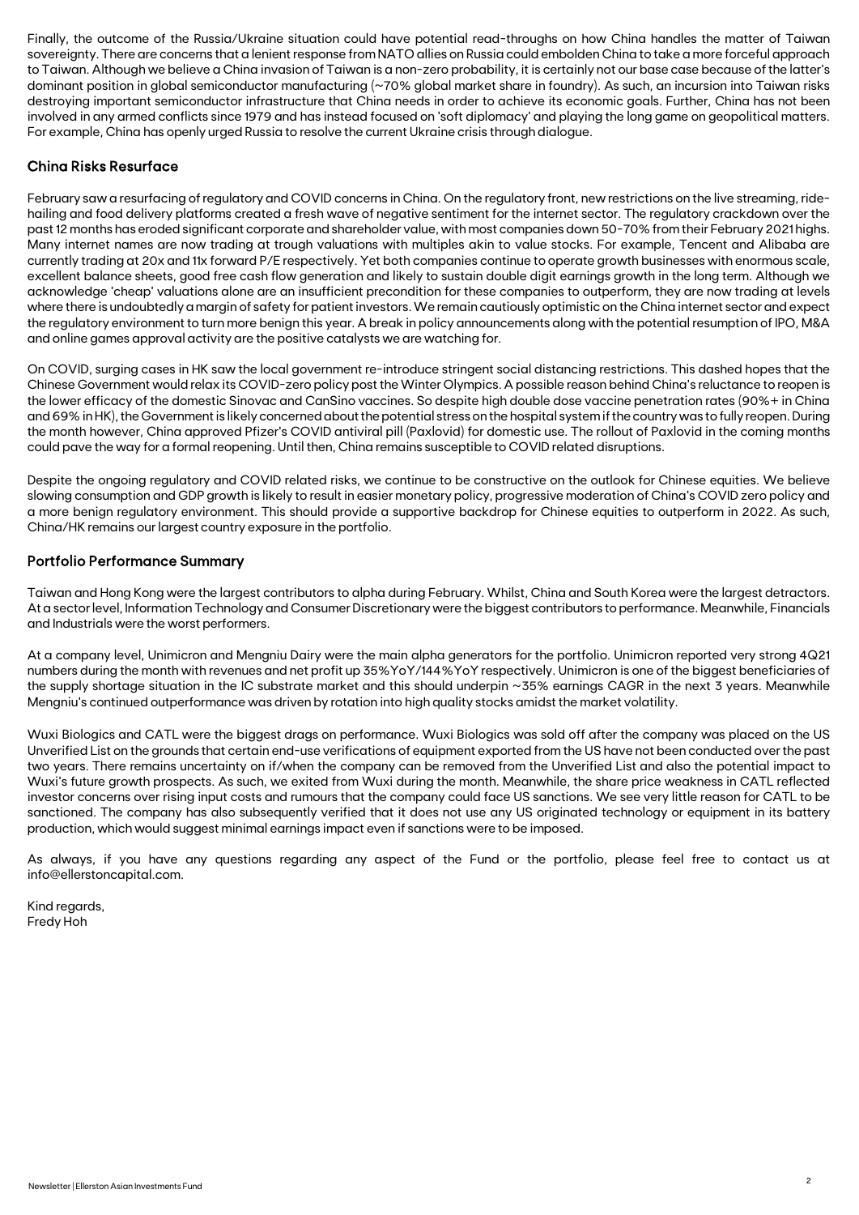Finally, the outcome of the Russia/Ukraine situation could have potential read-throughs on how China handles the matter of Taiwan sovereignty. There are concerns that a lenient response from NATO allies on Russia could embolden China to take a more forceful approach to Taiwan. Although we believe a China invasion of Taiwan is a non-zero probability, it is certainly not our base case because of the latter's dominant position in global semiconductor manufacturing (~70% global market share in foundry). As such, an incursion into Taiwan risks destroying important semiconductor infrastructure that China needs in order to achieve its economic goals. Further, China has not been involved in any armed conflicts since 1979 and has instead focused on 'soft diplomacy' and playing the long game on geopolitical matters. For example, China has openly urged Russia to resolve the current Ukraine crisis through dialogue.

## China Risks Resurface

February saw a resurfacing of regulatory and COVID concerns in China. On the regulatory front, new restrictions on the live streaming, ride-hailing and food delivery platforms created a fresh wave of negative sentiment for the internet sector. The regulatory crackdown over the past 12 months has eroded significant corporate and shareholder value, with most companies down 50-70% from their February 2021 highs. Many internet names are now trading at trough valuations with multiples akin to value stocks. For example, Tencent and Alibaba are currently trading at 20x and 11x forward P/E respectively. Yet both companies continue to operate growth businesses with enormous scale, excellent balance sheets, good free cash flow generation and likely to sustain double digit earnings growth in the long term. Although we acknowledge 'cheap' valuations alone are an insufficient precondition for these companies to outperform, they are now trading at levels where there is undoubtedly a margin of safety for patient investors. We remain cautiously optimistic on the China internet sector and expect the regulatory environment to turn more benign this year. A break in policy announcements along with the potential resumption of IPO, M&A and online games approval activity are the positive catalysts we are watching for.

On COVID, surging cases in HK saw the local government re-introduce stringent social distancing restrictions. This dashed hopes that the Chinese Government would relax its COVID-zero policy post the Winter Olympics. A possible reason behind China's reluctance to reopen is the lower efficacy of the domestic Sinovac and CanSino vaccines. So despite high double dose vaccine penetration rates (90%+ in China and 69% in HK), the Government is likely concerned about the potential stress on the hospital system if the country was to fully reopen. During the month however, China approved Pfizer's COVID antiviral pill (Paxlovid) for domestic use. The rollout of Paxlovid in the coming months could pave the way for a formal reopening. Until then, China remains susceptible to COVID related disruptions.

Despite the ongoing regulatory and COVID related risks, we continue to be constructive on the outlook for Chinese equities. We believe slowing consumption and GDP growth is likely to result in easier monetary policy, progressive moderation of China's COVID zero policy and a more benign regulatory environment. This should provide a supportive backdrop for Chinese equities to outperform in 2022. As such, China/HK remains our largest country exposure in the portfolio.

## Portfolio Performance Summary

Taiwan and Hong Kong were the largest contributors to alpha during February. Whilst, China and South Korea were the largest detractors. At a sector level, Information Technology and Consumer Discretionary were the biggest contributors to performance. Meanwhile, Financials and Industrials were the worst performers.

At a company level, Unimicron and Mengniu Dairy were the main alpha generators for the portfolio. Unimicron reported very strong 4Q21 numbers during the month with revenues and net profit up 35%YoY/144%YoY respectively. Unimicron is one of the biggest beneficiaries of the supply shortage situation in the IC substrate market and this should underpin ~35% earnings CAGR in the next 3 years. Meanwhile Mengniu's continued outperformance was driven by rotation into high quality stocks amidst the market volatility.

Wuxi Biologics and CATL were the biggest drags on performance. Wuxi Biologics was sold off after the company was placed on the US Unverified List on the grounds that certain end-use verifications of equipment exported from the US have not been conducted over the past two years. There remains uncertainty on if/when the company can be removed from the Unverified List and also the potential impact to Wuxi's future growth prospects. As such, we exited from Wuxi during the month. Meanwhile, the share price weakness in CATL reflected investor concerns over rising input costs and rumours that the company could face US sanctions. We see very little reason for CATL to be sanctioned. The company has also subsequently verified that it does not use any US originated technology or equipment in its battery production, which would suggest minimal earnings impact even if sanctions were to be imposed.

As always, if you have any questions regarding any aspect of the Fund or the portfolio, please feel free to contact us at info@ellerstoncapital.com.

Kind regards,
Fredy Hoh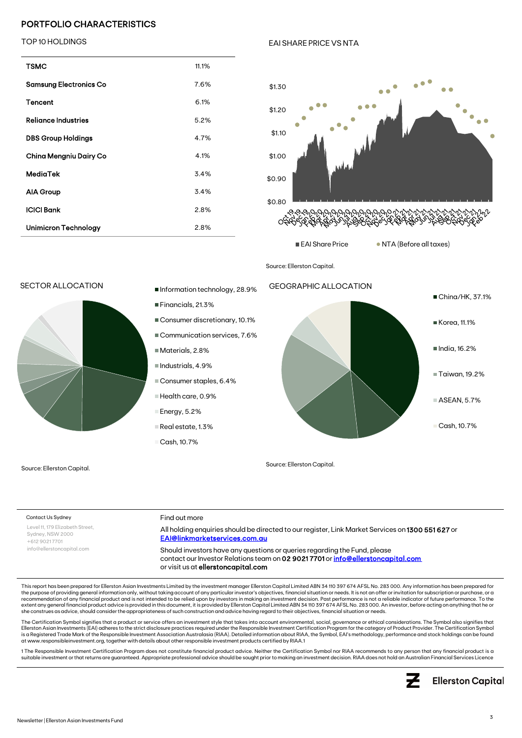# PORTFOLIO CHARACTERISTICS

## TOP 10 HOLDINGS

| | |
|---|---|
| **TSMC** | 11.1% |
| **Samsung Electronics Co** | 7.6% |
| **Tencent** | 6.1% |
| **Reliance Industries** | 5.2% |
| **DBS Group Holdings** | 4.7% |
| **China Mengniu Dairy Co** | 4.1% |
| **MediaTek** | 3.4% |
| **AIA Group** | 3.4% |
| **ICICI Bank** | 2.8% |
| **Unimicron Technology** | 2.8% |

## EAI SHARE PRICE VS NTA

$1.30
$1.20
$1.10
$1.00
$0.90
$0.80

Oct19 Nov19 Dec19 Jan20 Feb20 Mar20 Apr20 May20 Jun20 Jul20 Aug20 Sep20 Oct20 Nov20 Dec20 Jan21 Feb21 Mar21 Apr21 May21 Jun21 Jul21 Aug21 Sep21 Oct21 Nov21 Dec21 Jan22 Feb22

EAI Share Price
NTA (Before all taxes)

Source: Ellerston Capital.

## SECTOR ALLOCATION

Information technology, 28.9%
Financials, 21.3%
Consumer discretionary, 10.1%
Communication services, 7.6%
Materials, 2.8%
Industrials, 4.9%
Consumer staples, 6.4%
Health care, 0.9%
Energy, 5.2%
Real estate, 1.3%
Cash, 10.7%

Source: Ellerston Capital.

## GEOGRAPHIC ALLOCATION

China/HK, 37.1%
Korea, 11.1%
India, 16.2%
Taiwan, 19.2%
ASEAN, 5.7%
Cash, 10.7%

Source: Ellerston Capital.

---

Contact Us Sydney

Level 11, 179 Elizabeth Street,
Sydney, NSW 2000
+612 9021 7701
info@ellerstoncapital.com

Find out more

All holding enquiries should be directed to our register, Link Market Services on **1300 551 627** or **EAI@linkmarketservices.com.au**

Should investors have any questions or queries regarding the Fund, please contact our Investor Relations team on **02 9021 7701** or **info@ellerstoncapital.com** or visit us at **ellerstoncapital.com**

---

This report has been prepared for Ellerston Asian Investments Limited by the investment manager Ellerston Capital Limited ABN 34 110 397 674 AFSL No. 283 000. Any information has been prepared for the purpose of providing general information only, without taking account of any particular investor's objectives, financial situation or needs. It is not an offer or invitation for subscription or purchase, or a recommendation of any financial product and is not intended to be relied upon by investors in making an investment decision. Past performance is not a reliable indicator of future performance. To the extent any general financial product advice is provided in this document, it is provided by Ellerston Capital Limited ABN 34 110 397 674 AFSL No. 283 000. An investor, before acting on anything that he or she construes as advice, should consider the appropriateness of such construction and advice having regard to their objectives, financial situation or needs.

The Certification Symbol signifies that a product or service offers an investment style that takes into account environmental, social, governance or ethical considerations. The Symbol also signifies that Ellerston Asian Investments (EAI) adheres to the strict disclosure practices required under the Responsible Investment Certification Program for the category of Product Provider. The Certification Symbol is a Registered Trade Mark of the Responsible Investment Association Australasia (RIAA). Detailed information about RIAA, the Symbol, EAI's methodology, performance and stock holdings can be found at www.responsibleinvestment.org, together with details about other responsible investment products certified by RIAA.1

1 The Responsible Investment Certification Program does not constitute financial product advice. Neither the Certification Symbol nor RIAA recommends to any person that any financial product is a suitable investment or that returns are guaranteed. Appropriate professional advice should be sought prior to making an investment decision. RIAA does not hold an Australian Financial Services Licence

Ellerston Capital